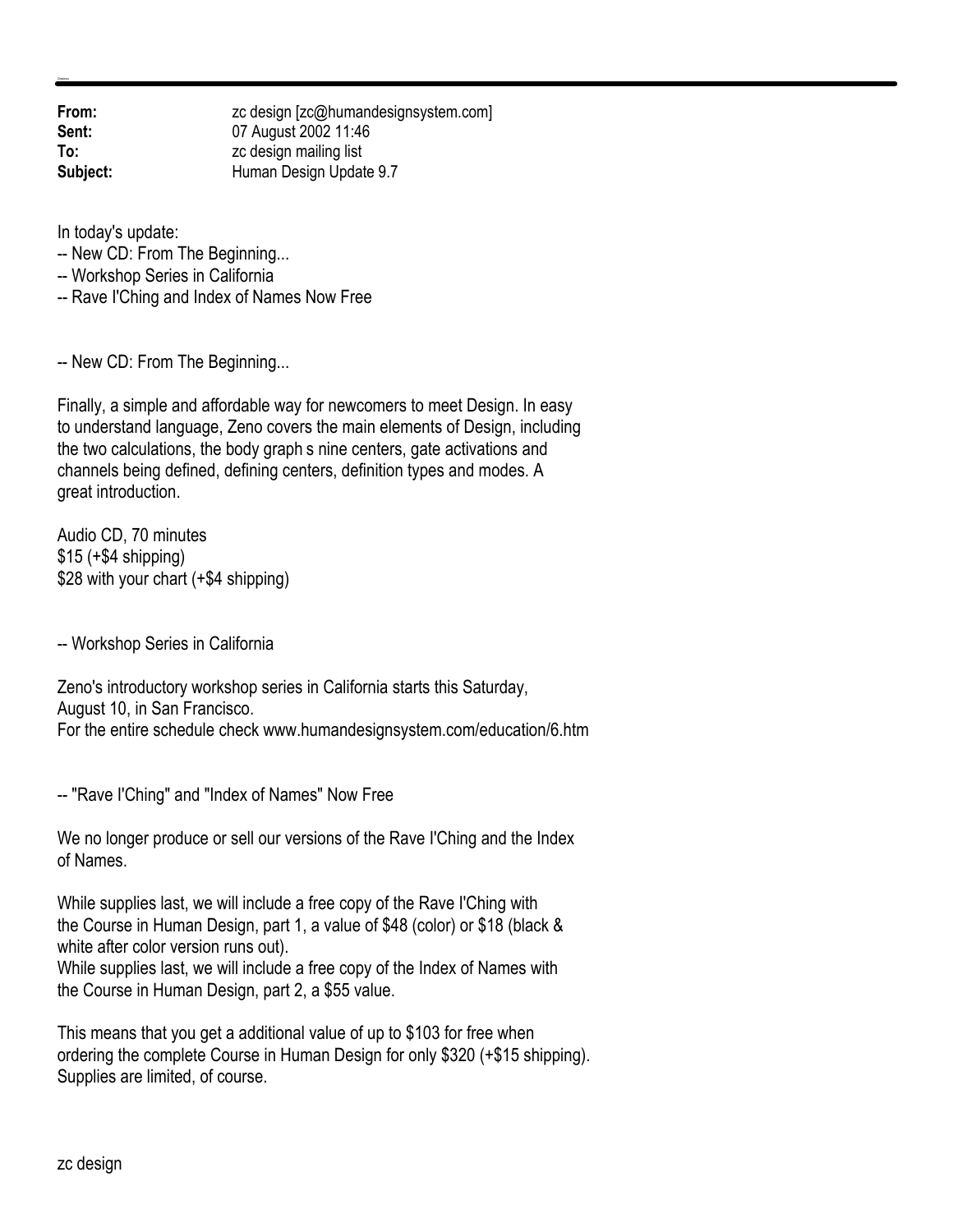**From:** zc design [zc@humandesignsystem.com]
**Sent:** 07 August 2002 11:46
**To:** zc design mailing list
**Subject:** Human Design Update 9.7

In today's update:
-- New CD: From The Beginning...
-- Workshop Series in California
-- Rave I'Ching and Index of Names Now Free

-- New CD: From The Beginning...

Finally, a simple and affordable way for newcomers to meet Design. In easy to understand language, Zeno covers the main elements of Design, including the two calculations, the body graph s nine centers, gate activations and channels being defined, defining centers, definition types and modes. A great introduction.

Audio CD, 70 minutes
$15 (+$4 shipping)
$28 with your chart (+$4 shipping)

-- Workshop Series in California

Zeno's introductory workshop series in California starts this Saturday, August 10, in San Francisco.
For the entire schedule check www.humandesignsystem.com/education/6.htm

-- "Rave I'Ching" and "Index of Names" Now Free

We no longer produce or sell our versions of the Rave I'Ching and the Index of Names.

While supplies last, we will include a free copy of the Rave I'Ching with the Course in Human Design, part 1, a value of $48 (color) or $18 (black & white after color version runs out).
While supplies last, we will include a free copy of the Index of Names with the Course in Human Design, part 2, a $55 value.

This means that you get a additional value of up to $103 for free when ordering the complete Course in Human Design for only $320 (+$15 shipping). Supplies are limited, of course.

zc design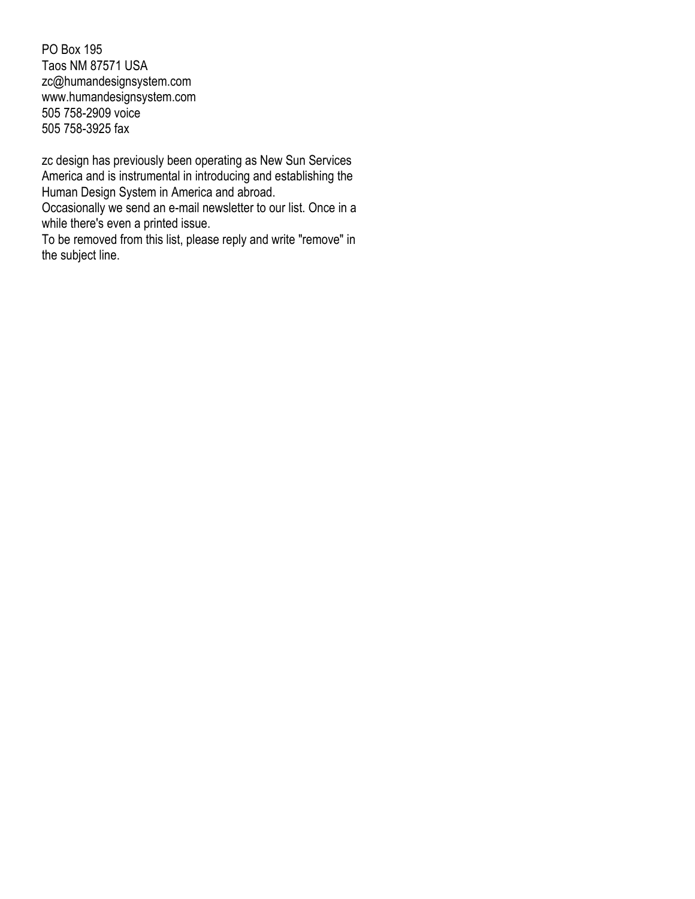PO Box 195
Taos NM 87571 USA
zc@humandesignsystem.com
www.humandesignsystem.com
505 758-2909 voice
505 758-3925 fax

zc design has previously been operating as New Sun Services America and is instrumental in introducing and establishing the Human Design System in America and abroad.
Occasionally we send an e-mail newsletter to our list. Once in a while there's even a printed issue.
To be removed from this list, please reply and write "remove" in the subject line.